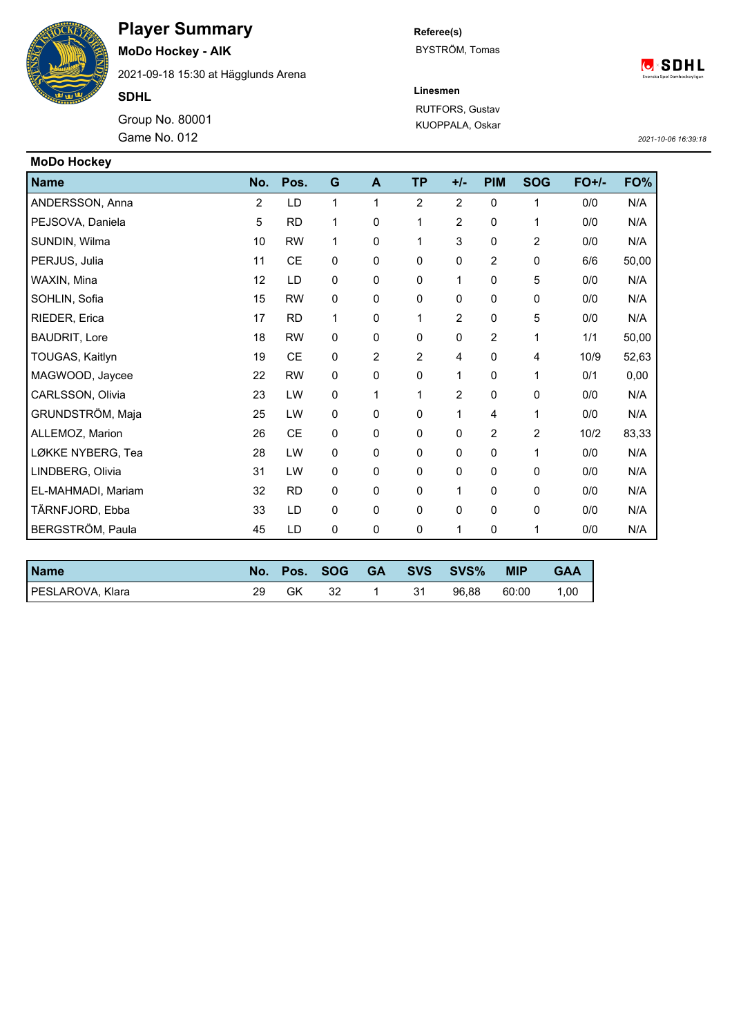# Player Summary

**MoDo Hockey - AIK**

2021-09-18 15:30 at Hägglunds Arena

**SDHL**

Group No. 80001

Game No. 012

**Referee(s)**

BYSTRÖM, Tomas

**Linesmen**

RUTFORS, Gustav

KUOPPALA, Oskar

*2021-10-06 16:39:18*

## MoDo Hockey

| Name | No. | Pos. | G | A | TP | +/- | PIM | SOG | FO+/- | FO% |
|---|---|---|---|---|---|---|---|---|---|---|
| ANDERSSON, Anna | 2 | LD | 1 | 1 | 2 | 2 | 0 | 1 | 0/0 | N/A |
| PEJSOVA, Daniela | 5 | RD | 1 | 0 | 1 | 2 | 0 | 1 | 0/0 | N/A |
| SUNDIN, Wilma | 10 | RW | 1 | 0 | 1 | 3 | 0 | 2 | 0/0 | N/A |
| PERJUS, Julia | 11 | CE | 0 | 0 | 0 | 0 | 2 | 0 | 6/6 | 50,00 |
| WAXIN, Mina | 12 | LD | 0 | 0 | 0 | 1 | 0 | 5 | 0/0 | N/A |
| SOHLIN, Sofia | 15 | RW | 0 | 0 | 0 | 0 | 0 | 0 | 0/0 | N/A |
| RIEDER, Erica | 17 | RD | 1 | 0 | 1 | 2 | 0 | 5 | 0/0 | N/A |
| BAUDRIT, Lore | 18 | RW | 0 | 0 | 0 | 0 | 2 | 1 | 1/1 | 50,00 |
| TOUGAS, Kaitlyn | 19 | CE | 0 | 2 | 2 | 4 | 0 | 4 | 10/9 | 52,63 |
| MAGWOOD, Jaycee | 22 | RW | 0 | 0 | 0 | 1 | 0 | 1 | 0/1 | 0,00 |
| CARLSSON, Olivia | 23 | LW | 0 | 1 | 1 | 2 | 0 | 0 | 0/0 | N/A |
| GRUNDSTRÖM, Maja | 25 | LW | 0 | 0 | 0 | 1 | 4 | 1 | 0/0 | N/A |
| ALLEMOZ, Marion | 26 | CE | 0 | 0 | 0 | 0 | 2 | 2 | 10/2 | 83,33 |
| LØKKE NYBERG, Tea | 28 | LW | 0 | 0 | 0 | 0 | 0 | 1 | 0/0 | N/A |
| LINDBERG, Olivia | 31 | LW | 0 | 0 | 0 | 0 | 0 | 0 | 0/0 | N/A |
| EL-MAHMADI, Mariam | 32 | RD | 0 | 0 | 0 | 1 | 0 | 0 | 0/0 | N/A |
| TÄRNFJORD, Ebba | 33 | LD | 0 | 0 | 0 | 0 | 0 | 0 | 0/0 | N/A |
| BERGSTRÖM, Paula | 45 | LD | 0 | 0 | 0 | 1 | 0 | 1 | 0/0 | N/A |

| Name | No. | Pos. | SOG | GA | SVS | SVS% | MIP | GAA |
|---|---|---|---|---|---|---|---|---|
| PESLAROVA, Klara | 29 | GK | 32 | 1 | 31 | 96,88 | 60:00 | 1,00 |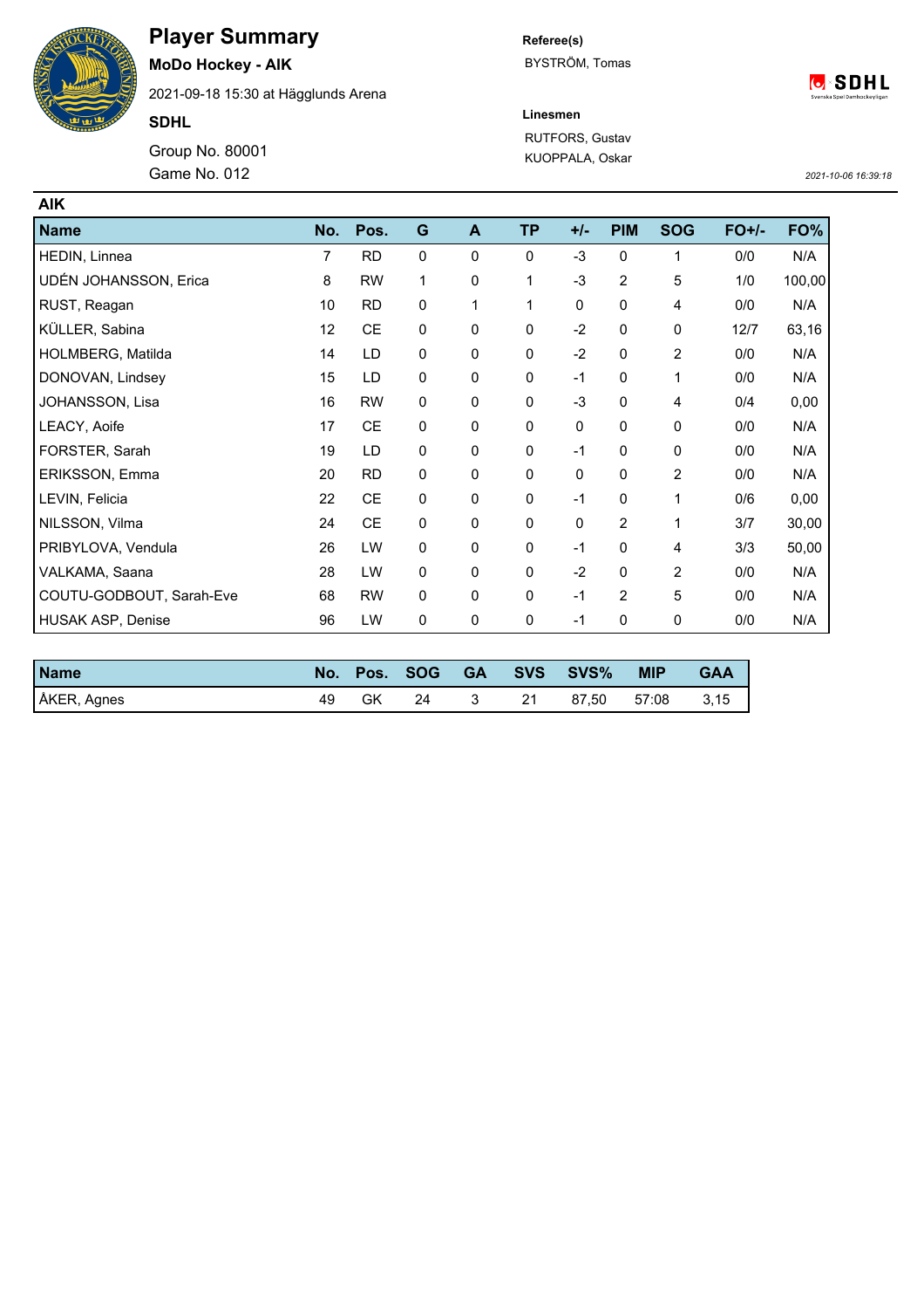# Player Summary

**MoDo Hockey - AIK**

2021-09-18 15:30 at Hägglunds Arena

**SDHL**

Group No. 80001

Game No. 012

**Referee(s)**

BYSTRÖM, Tomas

**Linesmen**

RUTFORS, Gustav

KUOPPALA, Oskar

*2021-10-06 16:39:18*

## AIK

| Name | No. | Pos. | G | A | TP | +/- | PIM | SOG | FO+/- | FO% |
|---|---|---|---|---|---|---|---|---|---|---|
| HEDIN, Linnea | 7 | RD | 0 | 0 | 0 | -3 | 0 | 1 | 0/0 | N/A |
| UDÉN JOHANSSON, Erica | 8 | RW | 1 | 0 | 1 | -3 | 2 | 5 | 1/0 | 100,00 |
| RUST, Reagan | 10 | RD | 0 | 1 | 1 | 0 | 0 | 4 | 0/0 | N/A |
| KÜLLER, Sabina | 12 | CE | 0 | 0 | 0 | -2 | 0 | 0 | 12/7 | 63,16 |
| HOLMBERG, Matilda | 14 | LD | 0 | 0 | 0 | -2 | 0 | 2 | 0/0 | N/A |
| DONOVAN, Lindsey | 15 | LD | 0 | 0 | 0 | -1 | 0 | 1 | 0/0 | N/A |
| JOHANSSON, Lisa | 16 | RW | 0 | 0 | 0 | -3 | 0 | 4 | 0/4 | 0,00 |
| LEACY, Aoife | 17 | CE | 0 | 0 | 0 | 0 | 0 | 0 | 0/0 | N/A |
| FORSTER, Sarah | 19 | LD | 0 | 0 | 0 | -1 | 0 | 0 | 0/0 | N/A |
| ERIKSSON, Emma | 20 | RD | 0 | 0 | 0 | 0 | 0 | 2 | 0/0 | N/A |
| LEVIN, Felicia | 22 | CE | 0 | 0 | 0 | -1 | 0 | 1 | 0/6 | 0,00 |
| NILSSON, Vilma | 24 | CE | 0 | 0 | 0 | 0 | 2 | 1 | 3/7 | 30,00 |
| PRIBYLOVA, Vendula | 26 | LW | 0 | 0 | 0 | -1 | 0 | 4 | 3/3 | 50,00 |
| VALKAMA, Saana | 28 | LW | 0 | 0 | 0 | -2 | 0 | 2 | 0/0 | N/A |
| COUTU-GODBOUT, Sarah-Eve | 68 | RW | 0 | 0 | 0 | -1 | 2 | 5 | 0/0 | N/A |
| HUSAK ASP, Denise | 96 | LW | 0 | 0 | 0 | -1 | 0 | 0 | 0/0 | N/A |

| Name | No. | Pos. | SOG | GA | SVS | SVS% | MIP | GAA |
|---|---|---|---|---|---|---|---|---|
| ÅKER, Agnes | 49 | GK | 24 | 3 | 21 | 87,50 | 57:08 | 3,15 |